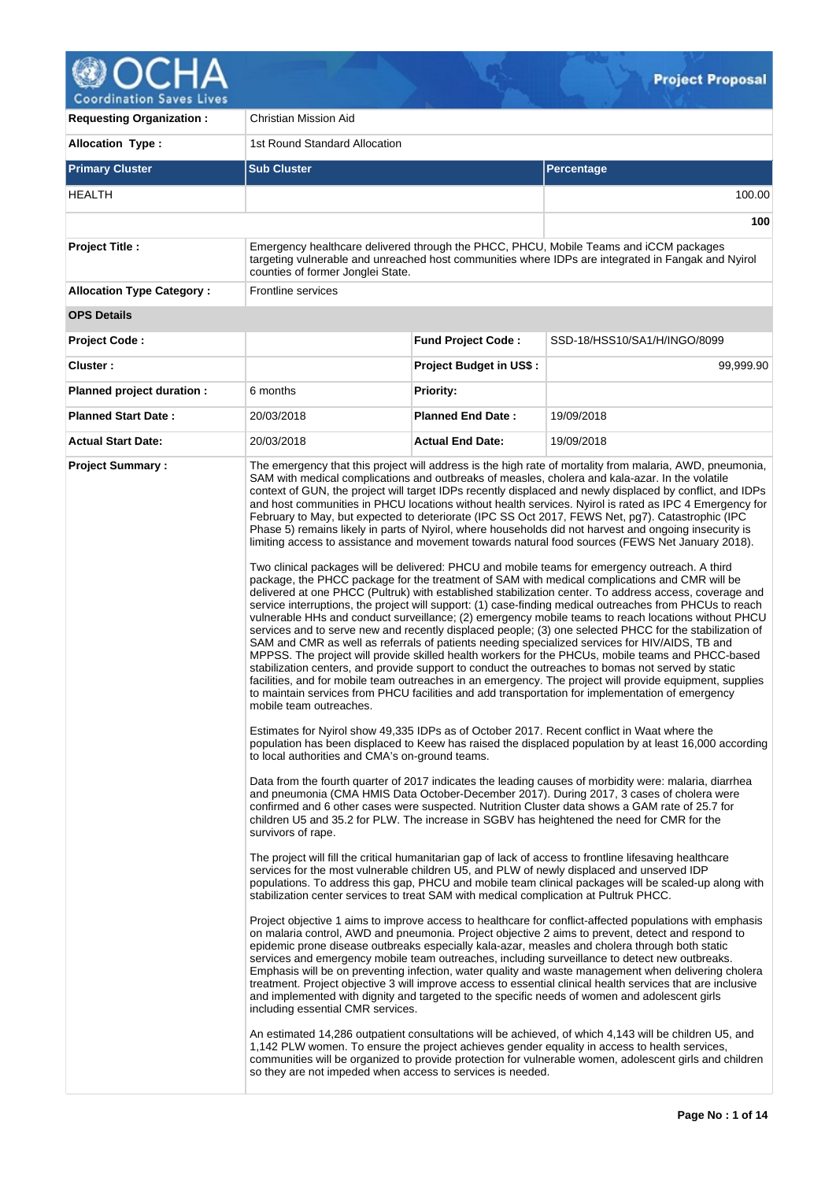# Project Proposal

| | | | |
|---|---|---|---|
| **Requesting Organization :** | Christian Mission Aid | | |
| **Allocation Type :** | 1st Round Standard Allocation | | |

| **Primary Cluster** | **Sub Cluster** | **Percentage** |
|---|---|---|
| HEALTH | | 100.00 |
| | | **100** |

| | | | |
|---|---|---|---|
| **Project Title :** | Emergency healthcare delivered through the PHCC, PHCU, Mobile Teams and iCCM packages targeting vulnerable and unreached host communities where IDPs are integrated in Fangak and Nyirol counties of former Jonglei State. | | |
| **Allocation Type Category :** | Frontline services | | |
| **OPS Details** | | | |
| **Project Code :** | | **Fund Project Code :** | SSD-18/HSS10/SA1/H/INGO/8099 |
| **Cluster :** | | **Project Budget in US$ :** | 99,999.90 |
| **Planned project duration :** | 6 months | **Priority:** | |
| **Planned Start Date :** | 20/03/2018 | **Planned End Date :** | 19/09/2018 |
| **Actual Start Date:** | 20/03/2018 | **Actual End Date:** | 19/09/2018 |

**Project Summary :**

The emergency that this project will address is the high rate of mortality from malaria, AWD, pneumonia, SAM with medical complications and outbreaks of measles, cholera and kala-azar. In the volatile context of GUN, the project will target IDPs recently displaced and newly displaced by conflict, and IDPs and host communities in PHCU locations without health services. Nyirol is rated as IPC 4 Emergency for February to May, but expected to deteriorate (IPC SS Oct 2017, FEWS Net, pg7). Catastrophic (IPC Phase 5) remains likely in parts of Nyirol, where households did not harvest and ongoing insecurity is limiting access to assistance and movement towards natural food sources (FEWS Net January 2018).

Two clinical packages will be delivered: PHCU and mobile teams for emergency outreach. A third package, the PHCC package for the treatment of SAM with medical complications and CMR will be delivered at one PHCC (Pultruk) with established stabilization center. To address access, coverage and service interruptions, the project will support: (1) case-finding medical outreaches from PHCUs to reach vulnerable HHs and conduct surveillance; (2) emergency mobile teams to reach locations without PHCU services and to serve new and recently displaced people; (3) one selected PHCC for the stabilization of SAM and CMR as well as referrals of patients needing specialized services for HIV/AIDS, TB and MPPSS. The project will provide skilled health workers for the PHCUs, mobile teams and PHCC-based stabilization centers, and provide support to conduct the outreaches to bomas not served by static facilities, and for mobile team outreaches in an emergency. The project will provide equipment, supplies to maintain services from PHCU facilities and add transportation for implementation of emergency mobile team outreaches.

Estimates for Nyirol show 49,335 IDPs as of October 2017. Recent conflict in Waat where the population has been displaced to Keew has raised the displaced population by at least 16,000 according to local authorities and CMA's on-ground teams.

Data from the fourth quarter of 2017 indicates the leading causes of morbidity were: malaria, diarrhea and pneumonia (CMA HMIS Data October-December 2017). During 2017, 3 cases of cholera were confirmed and 6 other cases were suspected. Nutrition Cluster data shows a GAM rate of 25.7 for children U5 and 35.2 for PLW. The increase in SGBV has heightened the need for CMR for the survivors of rape.

The project will fill the critical humanitarian gap of lack of access to frontline lifesaving healthcare services for the most vulnerable children U5, and PLW of newly displaced and unserved IDP populations. To address this gap, PHCU and mobile team clinical packages will be scaled-up along with stabilization center services to treat SAM with medical complication at Pultruk PHCC.

Project objective 1 aims to improve access to healthcare for conflict-affected populations with emphasis on malaria control, AWD and pneumonia. Project objective 2 aims to prevent, detect and respond to epidemic prone disease outbreaks especially kala-azar, measles and cholera through both static services and emergency mobile team outreaches, including surveillance to detect new outbreaks. Emphasis will be on preventing infection, water quality and waste management when delivering cholera treatment. Project objective 3 will improve access to essential clinical health services that are inclusive and implemented with dignity and targeted to the specific needs of women and adolescent girls including essential CMR services.

An estimated 14,286 outpatient consultations will be achieved, of which 4,143 will be children U5, and 1,142 PLW women. To ensure the project achieves gender equality in access to health services, communities will be organized to provide protection for vulnerable women, adolescent girls and children so they are not impeded when access to services is needed.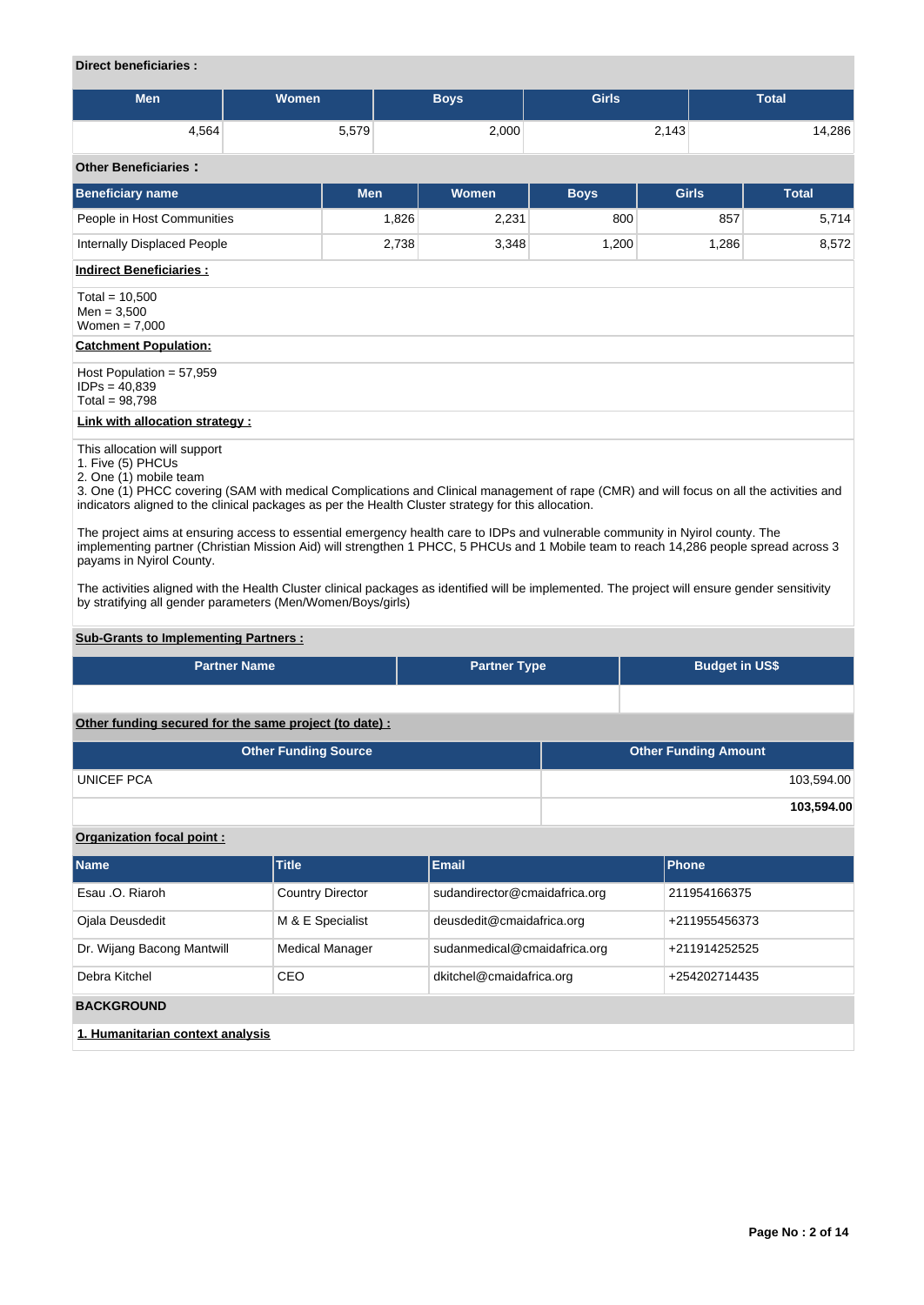**Direct beneficiaries :**

| Men | Women | Boys | Girls | Total |
|---|---|---|---|---|
| 4,564 | 5,579 | 2,000 | 2,143 | 14,286 |

**Other Beneficiaries :**

| Beneficiary name | Men | Women | Boys | Girls | Total |
|---|---|---|---|---|---|
| People in Host Communities | 1,826 | 2,231 | 800 | 857 | 5,714 |
| Internally Displaced People | 2,738 | 3,348 | 1,200 | 1,286 | 8,572 |

**Indirect Beneficiaries :**

Total = 10,500
Men = 3,500
Women = 7,000

**Catchment Population:**

Host Population = 57,959
IDPs = 40,839
Total = 98,798

**Link with allocation strategy :**

This allocation will support
1. Five (5) PHCUs
2. One (1) mobile team
3. One (1) PHCC covering (SAM with medical Complications and Clinical management of rape (CMR) and will focus on all the activities and indicators aligned to the clinical packages as per the Health Cluster strategy for this allocation.

The project aims at ensuring access to essential emergency health care to IDPs and vulnerable community in Nyirol county. The implementing partner (Christian Mission Aid) will strengthen 1 PHCC, 5 PHCUs and 1 Mobile team to reach 14,286 people spread across 3 payams in Nyirol County.

The activities aligned with the Health Cluster clinical packages as identified will be implemented. The project will ensure gender sensitivity by stratifying all gender parameters (Men/Women/Boys/girls)

**Sub-Grants to Implementing Partners :**

| Partner Name | Partner Type | Budget in US$ |
|---|---|---|
| | | |

**Other funding secured for the same project (to date) :**

| Other Funding Source | Other Funding Amount |
|---|---|
| UNICEF PCA | 103,594.00 |
| | **103,594.00** |

**Organization focal point :**

| Name | Title | Email | Phone |
|---|---|---|---|
| Esau .O. Riaroh | Country Director | sudandirector@cmaidafrica.org | 211954166375 |
| Ojala Deusdedit | M & E Specialist | deusdedit@cmaidafrica.org | +211955456373 |
| Dr. Wijang Bacong Mantwill | Medical Manager | sudanmedical@cmaidafrica.org | +211914252525 |
| Debra Kitchel | CEO | dkitchel@cmaidafrica.org | +254202714435 |

**BACKGROUND**

**1. Humanitarian context analysis**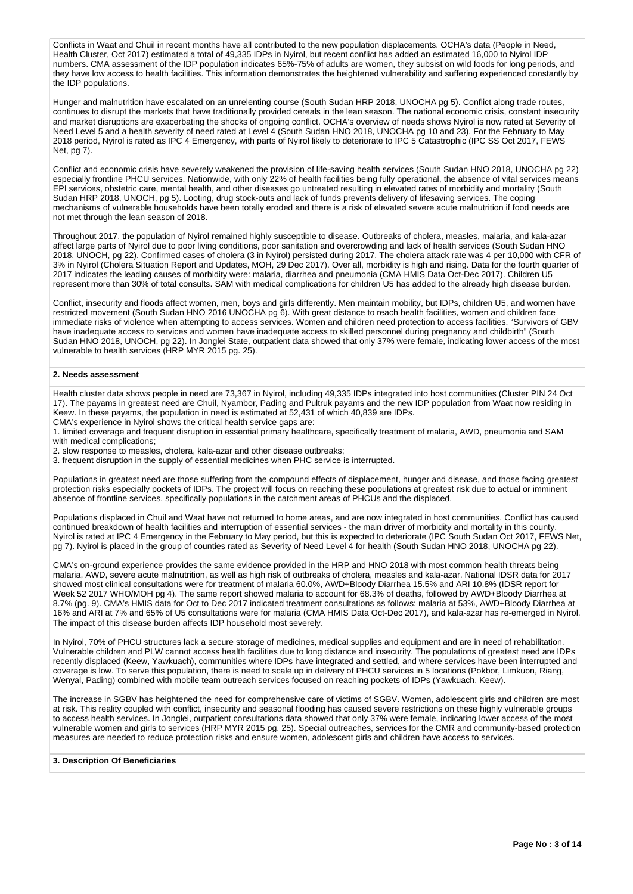Conflicts in Waat and Chuil in recent months have all contributed to the new population displacements. OCHA's data (People in Need, Health Cluster, Oct 2017) estimated a total of 49,335 IDPs in Nyirol, but recent conflict has added an estimated 16,000 to Nyirol IDP numbers. CMA assessment of the IDP population indicates 65%-75% of adults are women, they subsist on wild foods for long periods, and they have low access to health facilities. This information demonstrates the heightened vulnerability and suffering experienced constantly by the IDP populations.

Hunger and malnutrition have escalated on an unrelenting course (South Sudan HRP 2018, UNOCHA pg 5). Conflict along trade routes, continues to disrupt the markets that have traditionally provided cereals in the lean season. The national economic crisis, constant insecurity and market disruptions are exacerbating the shocks of ongoing conflict. OCHA's overview of needs shows Nyirol is now rated at Severity of Need Level 5 and a health severity of need rated at Level 4 (South Sudan HNO 2018, UNOCHA pg 10 and 23). For the February to May 2018 period, Nyirol is rated as IPC 4 Emergency, with parts of Nyirol likely to deteriorate to IPC 5 Catastrophic (IPC SS Oct 2017, FEWS Net, pg 7).

Conflict and economic crisis have severely weakened the provision of life-saving health services (South Sudan HNO 2018, UNOCHA pg 22) especially frontline PHCU services. Nationwide, with only 22% of health facilities being fully operational, the absence of vital services means EPI services, obstetric care, mental health, and other diseases go untreated resulting in elevated rates of morbidity and mortality (South Sudan HRP 2018, UNOCH, pg 5). Looting, drug stock-outs and lack of funds prevents delivery of lifesaving services. The coping mechanisms of vulnerable households have been totally eroded and there is a risk of elevated severe acute malnutrition if food needs are not met through the lean season of 2018.

Throughout 2017, the population of Nyirol remained highly susceptible to disease. Outbreaks of cholera, measles, malaria, and kala-azar affect large parts of Nyirol due to poor living conditions, poor sanitation and overcrowding and lack of health services (South Sudan HNO 2018, UNOCH, pg 22). Confirmed cases of cholera (3 in Nyirol) persisted during 2017. The cholera attack rate was 4 per 10,000 with CFR of 3% in Nyirol (Cholera Situation Report and Updates, MOH, 29 Dec 2017). Over all, morbidity is high and rising. Data for the fourth quarter of 2017 indicates the leading causes of morbidity were: malaria, diarrhea and pneumonia (CMA HMIS Data Oct-Dec 2017). Children U5 represent more than 30% of total consults. SAM with medical complications for children U5 has added to the already high disease burden.

Conflict, insecurity and floods affect women, men, boys and girls differently. Men maintain mobility, but IDPs, children U5, and women have restricted movement (South Sudan HNO 2016 UNOCHA pg 6). With great distance to reach health facilities, women and children face immediate risks of violence when attempting to access services. Women and children need protection to access facilities. "Survivors of GBV have inadequate access to services and women have inadequate access to skilled personnel during pregnancy and childbirth" (South Sudan HNO 2018, UNOCH, pg 22). In Jonglei State, outpatient data showed that only 37% were female, indicating lower access of the most vulnerable to health services (HRP MYR 2015 pg. 25).

**2. Needs assessment**

Health cluster data shows people in need are 73,367 in Nyirol, including 49,335 IDPs integrated into host communities (Cluster PIN 24 Oct 17). The payams in greatest need are Chuil, Nyambor, Pading and Pultruk payams and the new IDP population from Waat now residing in Keew. In these payams, the population in need is estimated at 52,431 of which 40,839 are IDPs.
CMA's experience in Nyirol shows the critical health service gaps are:
1. limited coverage and frequent disruption in essential primary healthcare, specifically treatment of malaria, AWD, pneumonia and SAM with medical complications;
2. slow response to measles, cholera, kala-azar and other disease outbreaks;
3. frequent disruption in the supply of essential medicines when PHC service is interrupted.

Populations in greatest need are those suffering from the compound effects of displacement, hunger and disease, and those facing greatest protection risks especially pockets of IDPs. The project will focus on reaching these populations at greatest risk due to actual or imminent absence of frontline services, specifically populations in the catchment areas of PHCUs and the displaced.

Populations displaced in Chuil and Waat have not returned to home areas, and are now integrated in host communities. Conflict has caused continued breakdown of health facilities and interruption of essential services - the main driver of morbidity and mortality in this county. Nyirol is rated at IPC 4 Emergency in the February to May period, but this is expected to deteriorate (IPC South Sudan Oct 2017, FEWS Net, pg 7). Nyirol is placed in the group of counties rated as Severity of Need Level 4 for health (South Sudan HNO 2018, UNOCHA pg 22).

CMA's on-ground experience provides the same evidence provided in the HRP and HNO 2018 with most common health threats being malaria, AWD, severe acute malnutrition, as well as high risk of outbreaks of cholera, measles and kala-azar. National IDSR data for 2017 showed most clinical consultations were for treatment of malaria 60.0%, AWD+Bloody Diarrhea 15.5% and ARI 10.8% (IDSR report for Week 52 2017 WHO/MOH pg 4). The same report showed malaria to account for 68.3% of deaths, followed by AWD+Bloody Diarrhea at 8.7% (pg. 9). CMA's HMIS data for Oct to Dec 2017 indicated treatment consultations as follows: malaria at 53%, AWD+Bloody Diarrhea at 16% and ARI at 7% and 65% of U5 consultations were for malaria (CMA HMIS Data Oct-Dec 2017), and kala-azar has re-emerged in Nyirol. The impact of this disease burden affects IDP household most severely.

In Nyirol, 70% of PHCU structures lack a secure storage of medicines, medical supplies and equipment and are in need of rehabilitation. Vulnerable children and PLW cannot access health facilities due to long distance and insecurity. The populations of greatest need are IDPs recently displaced (Keew, Yawkuach), communities where IDPs have integrated and settled, and where services have been interrupted and coverage is low. To serve this population, there is need to scale up in delivery of PHCU services in 5 locations (Pokbor, Limkuon, Riang, Wenyal, Pading) combined with mobile team outreach services focused on reaching pockets of IDPs (Yawkuach, Keew).

The increase in SGBV has heightened the need for comprehensive care of victims of SGBV. Women, adolescent girls and children are most at risk. This reality coupled with conflict, insecurity and seasonal flooding has caused severe restrictions on these highly vulnerable groups to access health services. In Jonglei, outpatient consultations data showed that only 37% were female, indicating lower access of the most vulnerable women and girls to services (HRP MYR 2015 pg. 25). Special outreaches, services for the CMR and community-based protection measures are needed to reduce protection risks and ensure women, adolescent girls and children have access to services.

**3. Description Of Beneficiaries**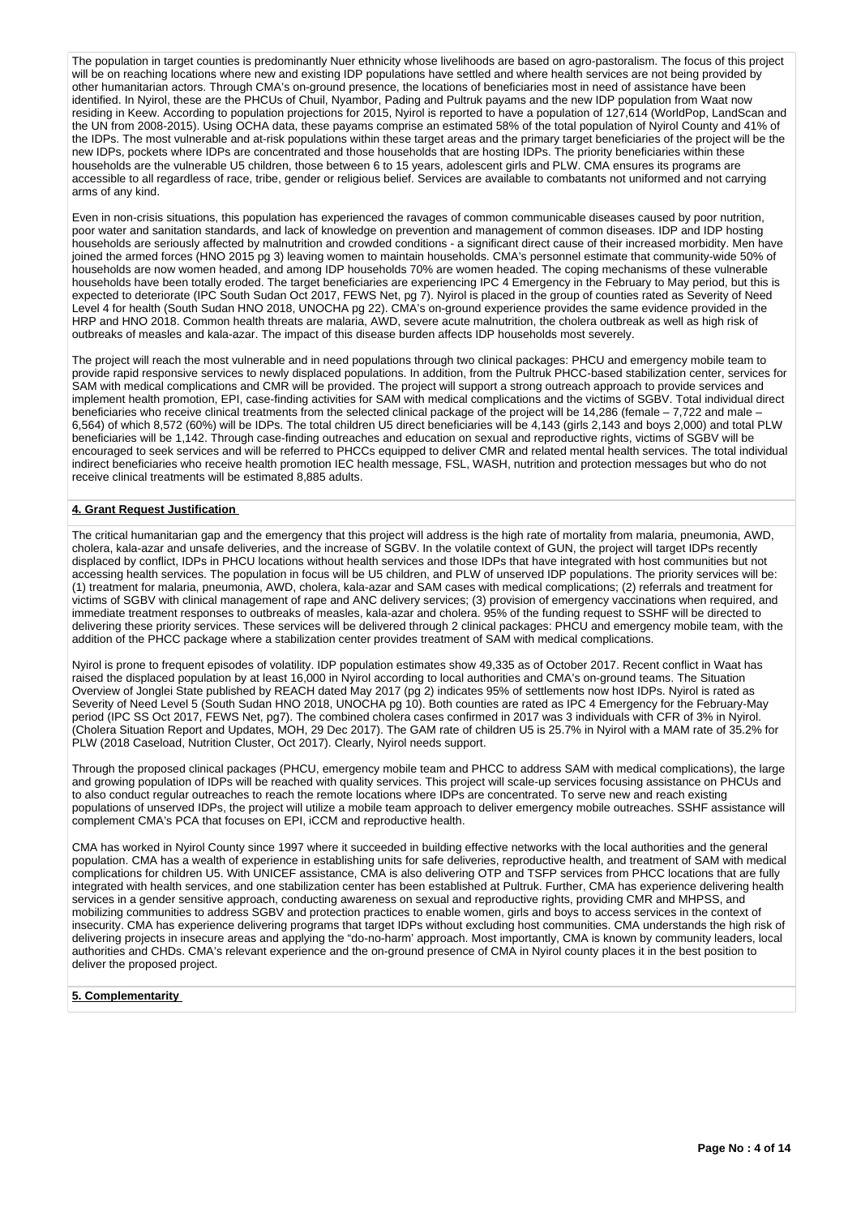The population in target counties is predominantly Nuer ethnicity whose livelihoods are based on agro-pastoralism. The focus of this project will be on reaching locations where new and existing IDP populations have settled and where health services are not being provided by other humanitarian actors. Through CMA's on-ground presence, the locations of beneficiaries most in need of assistance have been identified. In Nyirol, these are the PHCUs of Chuil, Nyambor, Pading and Pultruk payams and the new IDP population from Waat now residing in Keew. According to population projections for 2015, Nyirol is reported to have a population of 127,614 (WorldPop, LandScan and the UN from 2008-2015). Using OCHA data, these payams comprise an estimated 58% of the total population of Nyirol County and 41% of the IDPs. The most vulnerable and at-risk populations within these target areas and the primary target beneficiaries of the project will be the new IDPs, pockets where IDPs are concentrated and those households that are hosting IDPs. The priority beneficiaries within these households are the vulnerable U5 children, those between 6 to 15 years, adolescent girls and PLW. CMA ensures its programs are accessible to all regardless of race, tribe, gender or religious belief. Services are available to combatants not uniformed and not carrying arms of any kind.

Even in non-crisis situations, this population has experienced the ravages of common communicable diseases caused by poor nutrition, poor water and sanitation standards, and lack of knowledge on prevention and management of common diseases. IDP and IDP hosting households are seriously affected by malnutrition and crowded conditions - a significant direct cause of their increased morbidity. Men have joined the armed forces (HNO 2015 pg 3) leaving women to maintain households. CMA's personnel estimate that community-wide 50% of households are now women headed, and among IDP households 70% are women headed. The coping mechanisms of these vulnerable households have been totally eroded. The target beneficiaries are experiencing IPC 4 Emergency in the February to May period, but this is expected to deteriorate (IPC South Sudan Oct 2017, FEWS Net, pg 7). Nyirol is placed in the group of counties rated as Severity of Need Level 4 for health (South Sudan HNO 2018, UNOCHA pg 22). CMA's on-ground experience provides the same evidence provided in the HRP and HNO 2018. Common health threats are malaria, AWD, severe acute malnutrition, the cholera outbreak as well as high risk of outbreaks of measles and kala-azar. The impact of this disease burden affects IDP households most severely.

The project will reach the most vulnerable and in need populations through two clinical packages: PHCU and emergency mobile team to provide rapid responsive services to newly displaced populations. In addition, from the Pultruk PHCC-based stabilization center, services for SAM with medical complications and CMR will be provided. The project will support a strong outreach approach to provide services and implement health promotion, EPI, case-finding activities for SAM with medical complications and the victims of SGBV. Total individual direct beneficiaries who receive clinical treatments from the selected clinical package of the project will be 14,286 (female – 7,722 and male – 6,564) of which 8,572 (60%) will be IDPs. The total children U5 direct beneficiaries will be 4,143 (girls 2,143 and boys 2,000) and total PLW beneficiaries will be 1,142. Through case-finding outreaches and education on sexual and reproductive rights, victims of SGBV will be encouraged to seek services and will be referred to PHCCs equipped to deliver CMR and related mental health services. The total individual indirect beneficiaries who receive health promotion IEC health message, FSL, WASH, nutrition and protection messages but who do not receive clinical treatments will be estimated 8,885 adults.

**4. Grant Request Justification**

The critical humanitarian gap and the emergency that this project will address is the high rate of mortality from malaria, pneumonia, AWD, cholera, kala-azar and unsafe deliveries, and the increase of SGBV. In the volatile context of GUN, the project will target IDPs recently displaced by conflict, IDPs in PHCU locations without health services and those IDPs that have integrated with host communities but not accessing health services. The population in focus will be U5 children, and PLW of unserved IDP populations. The priority services will be: (1) treatment for malaria, pneumonia, AWD, cholera, kala-azar and SAM cases with medical complications; (2) referrals and treatment for victims of SGBV with clinical management of rape and ANC delivery services; (3) provision of emergency vaccinations when required, and immediate treatment responses to outbreaks of measles, kala-azar and cholera. 95% of the funding request to SSHF will be directed to delivering these priority services. These services will be delivered through 2 clinical packages: PHCU and emergency mobile team, with the addition of the PHCC package where a stabilization center provides treatment of SAM with medical complications.

Nyirol is prone to frequent episodes of volatility. IDP population estimates show 49,335 as of October 2017. Recent conflict in Waat has raised the displaced population by at least 16,000 in Nyirol according to local authorities and CMA's on-ground teams. The Situation Overview of Jonglei State published by REACH dated May 2017 (pg 2) indicates 95% of settlements now host IDPs. Nyirol is rated as Severity of Need Level 5 (South Sudan HNO 2018, UNOCHA pg 10). Both counties are rated as IPC 4 Emergency for the February-May period (IPC SS Oct 2017, FEWS Net, pg7). The combined cholera cases confirmed in 2017 was 3 individuals with CFR of 3% in Nyirol. (Cholera Situation Report and Updates, MOH, 29 Dec 2017). The GAM rate of children U5 is 25.7% in Nyirol with a MAM rate of 35.2% for PLW (2018 Caseload, Nutrition Cluster, Oct 2017). Clearly, Nyirol needs support.

Through the proposed clinical packages (PHCU, emergency mobile team and PHCC to address SAM with medical complications), the large and growing population of IDPs will be reached with quality services. This project will scale-up services focusing assistance on PHCUs and to also conduct regular outreaches to reach the remote locations where IDPs are concentrated. To serve new and reach existing populations of unserved IDPs, the project will utilize a mobile team approach to deliver emergency mobile outreaches. SSHF assistance will complement CMA's PCA that focuses on EPI, iCCM and reproductive health.

CMA has worked in Nyirol County since 1997 where it succeeded in building effective networks with the local authorities and the general population. CMA has a wealth of experience in establishing units for safe deliveries, reproductive health, and treatment of SAM with medical complications for children U5. With UNICEF assistance, CMA is also delivering OTP and TSFP services from PHCC locations that are fully integrated with health services, and one stabilization center has been established at Pultruk. Further, CMA has experience delivering health services in a gender sensitive approach, conducting awareness on sexual and reproductive rights, providing CMR and MHPSS, and mobilizing communities to address SGBV and protection practices to enable women, girls and boys to access services in the context of insecurity. CMA has experience delivering programs that target IDPs without excluding host communities. CMA understands the high risk of delivering projects in insecure areas and applying the "do-no-harm' approach. Most importantly, CMA is known by community leaders, local authorities and CHDs. CMA's relevant experience and the on-ground presence of CMA in Nyirol county places it in the best position to deliver the proposed project.

**5. Complementarity**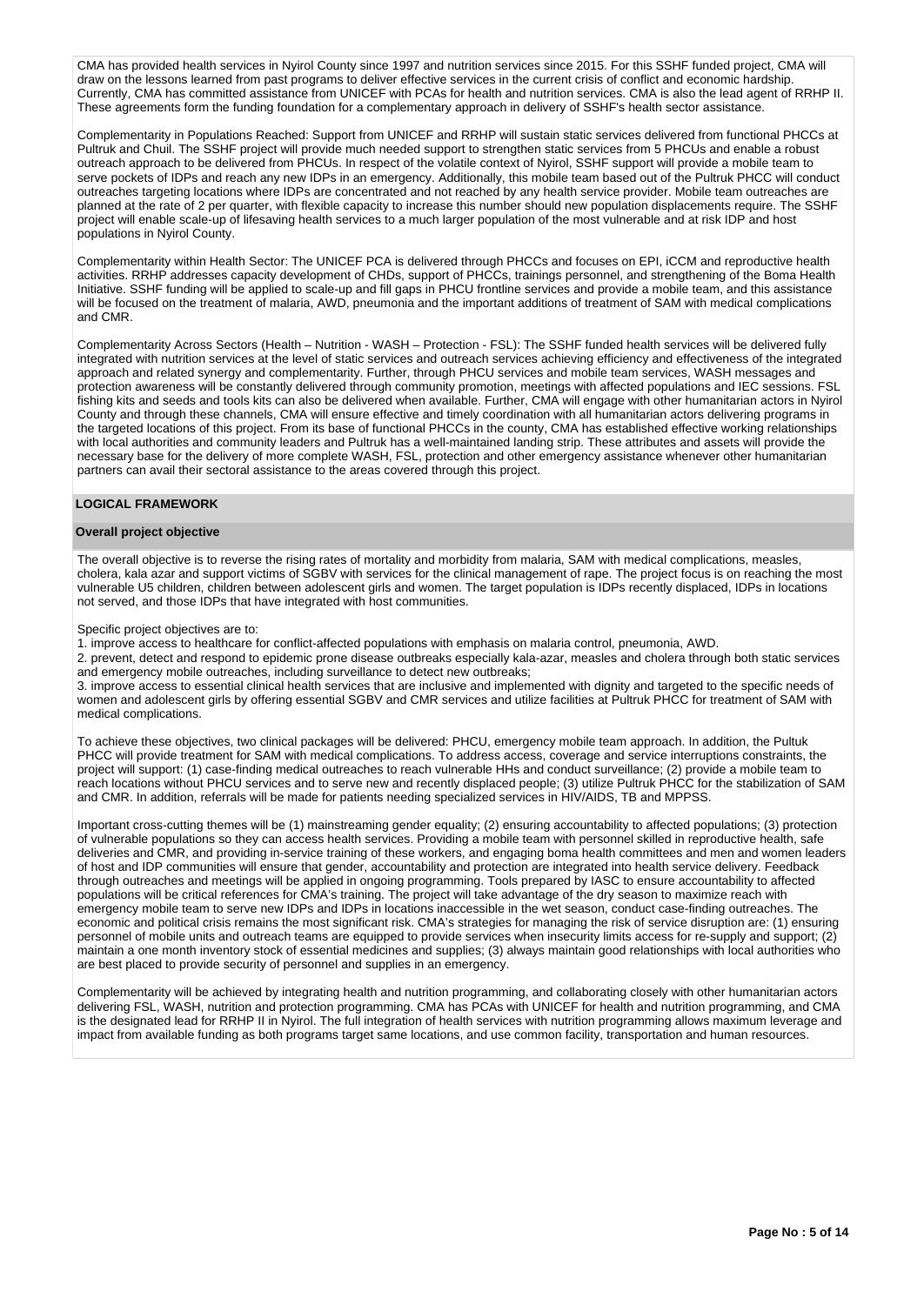CMA has provided health services in Nyirol County since 1997 and nutrition services since 2015. For this SSHF funded project, CMA will draw on the lessons learned from past programs to deliver effective services in the current crisis of conflict and economic hardship. Currently, CMA has committed assistance from UNICEF with PCAs for health and nutrition services. CMA is also the lead agent of RRHP II. These agreements form the funding foundation for a complementary approach in delivery of SSHF's health sector assistance.

Complementarity in Populations Reached: Support from UNICEF and RRHP will sustain static services delivered from functional PHCCs at Pultruk and Chuil. The SSHF project will provide much needed support to strengthen static services from 5 PHCUs and enable a robust outreach approach to be delivered from PHCUs. In respect of the volatile context of Nyirol, SSHF support will provide a mobile team to serve pockets of IDPs and reach any new IDPs in an emergency. Additionally, this mobile team based out of the Pultruk PHCC will conduct outreaches targeting locations where IDPs are concentrated and not reached by any health service provider. Mobile team outreaches are planned at the rate of 2 per quarter, with flexible capacity to increase this number should new population displacements require. The SSHF project will enable scale-up of lifesaving health services to a much larger population of the most vulnerable and at risk IDP and host populations in Nyirol County.

Complementarity within Health Sector: The UNICEF PCA is delivered through PHCCs and focuses on EPI, iCCM and reproductive health activities. RRHP addresses capacity development of CHDs, support of PHCCs, trainings personnel, and strengthening of the Boma Health Initiative. SSHF funding will be applied to scale-up and fill gaps in PHCU frontline services and provide a mobile team, and this assistance will be focused on the treatment of malaria, AWD, pneumonia and the important additions of treatment of SAM with medical complications and CMR.

Complementarity Across Sectors (Health – Nutrition - WASH – Protection - FSL): The SSHF funded health services will be delivered fully integrated with nutrition services at the level of static services and outreach services achieving efficiency and effectiveness of the integrated approach and related synergy and complementarity. Further, through PHCU services and mobile team services, WASH messages and protection awareness will be constantly delivered through community promotion, meetings with affected populations and IEC sessions. FSL fishing kits and seeds and tools kits can also be delivered when available. Further, CMA will engage with other humanitarian actors in Nyirol County and through these channels, CMA will ensure effective and timely coordination with all humanitarian actors delivering programs in the targeted locations of this project. From its base of functional PHCCs in the county, CMA has established effective working relationships with local authorities and community leaders and Pultruk has a well-maintained landing strip. These attributes and assets will provide the necessary base for the delivery of more complete WASH, FSL, protection and other emergency assistance whenever other humanitarian partners can avail their sectoral assistance to the areas covered through this project.

## LOGICAL FRAMEWORK

### Overall project objective

The overall objective is to reverse the rising rates of mortality and morbidity from malaria, SAM with medical complications, measles, cholera, kala azar and support victims of SGBV with services for the clinical management of rape. The project focus is on reaching the most vulnerable U5 children, children between adolescent girls and women. The target population is IDPs recently displaced, IDPs in locations not served, and those IDPs that have integrated with host communities.

Specific project objectives are to:
1. improve access to healthcare for conflict-affected populations with emphasis on malaria control, pneumonia, AWD.
2. prevent, detect and respond to epidemic prone disease outbreaks especially kala-azar, measles and cholera through both static services and emergency mobile outreaches, including surveillance to detect new outbreaks;
3. improve access to essential clinical health services that are inclusive and implemented with dignity and targeted to the specific needs of women and adolescent girls by offering essential SGBV and CMR services and utilize facilities at Pultruk PHCC for treatment of SAM with medical complications.

To achieve these objectives, two clinical packages will be delivered: PHCU, emergency mobile team approach. In addition, the Pultuk PHCC will provide treatment for SAM with medical complications. To address access, coverage and service interruptions constraints, the project will support: (1) case-finding medical outreaches to reach vulnerable HHs and conduct surveillance; (2) provide a mobile team to reach locations without PHCU services and to serve new and recently displaced people; (3) utilize Pultruk PHCC for the stabilization of SAM and CMR. In addition, referrals will be made for patients needing specialized services in HIV/AIDS, TB and MPPSS.

Important cross-cutting themes will be (1) mainstreaming gender equality; (2) ensuring accountability to affected populations; (3) protection of vulnerable populations so they can access health services. Providing a mobile team with personnel skilled in reproductive health, safe deliveries and CMR, and providing in-service training of these workers, and engaging boma health committees and men and women leaders of host and IDP communities will ensure that gender, accountability and protection are integrated into health service delivery. Feedback through outreaches and meetings will be applied in ongoing programming. Tools prepared by IASC to ensure accountability to affected populations will be critical references for CMA's training. The project will take advantage of the dry season to maximize reach with emergency mobile team to serve new IDPs and IDPs in locations inaccessible in the wet season, conduct case-finding outreaches. The economic and political crisis remains the most significant risk. CMA's strategies for managing the risk of service disruption are: (1) ensuring personnel of mobile units and outreach teams are equipped to provide services when insecurity limits access for re-supply and support; (2) maintain a one month inventory stock of essential medicines and supplies; (3) always maintain good relationships with local authorities who are best placed to provide security of personnel and supplies in an emergency.

Complementarity will be achieved by integrating health and nutrition programming, and collaborating closely with other humanitarian actors delivering FSL, WASH, nutrition and protection programming. CMA has PCAs with UNICEF for health and nutrition programming, and CMA is the designated lead for RRHP II in Nyirol. The full integration of health services with nutrition programming allows maximum leverage and impact from available funding as both programs target same locations, and use common facility, transportation and human resources.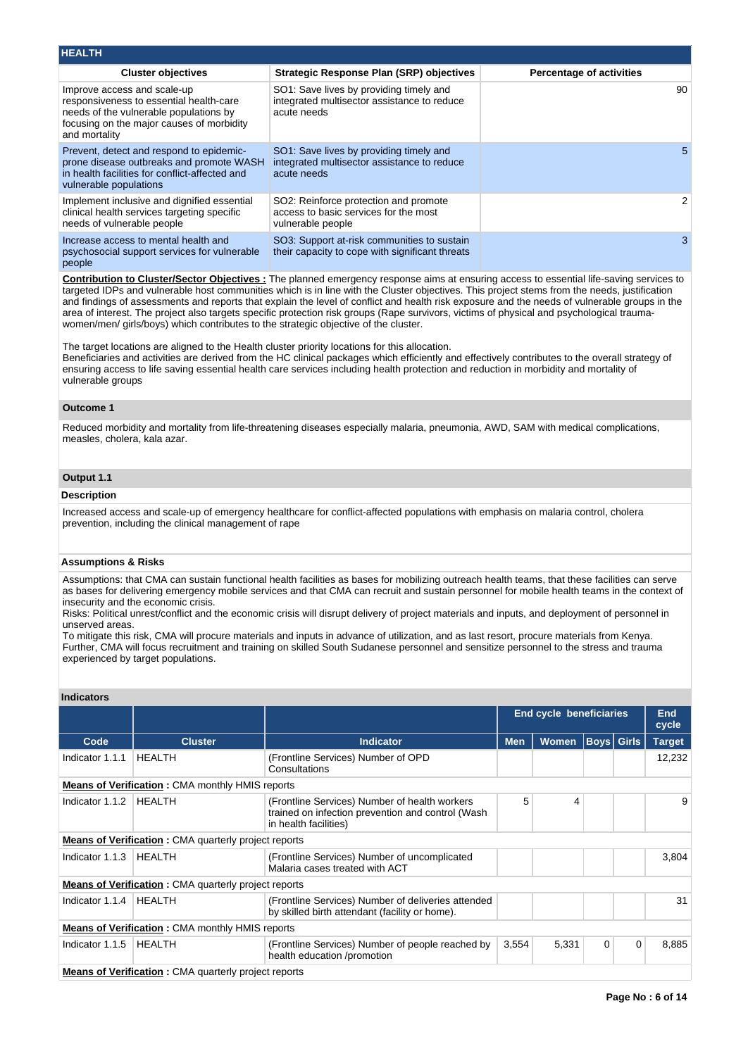## HEALTH

| Cluster objectives | Strategic Response Plan (SRP) objectives | Percentage of activities |
|---|---|---|
| Improve access and scale-up responsiveness to essential health-care needs of the vulnerable populations by focusing on the major causes of morbidity and mortality | SO1: Save lives by providing timely and integrated multisector assistance to reduce acute needs | 90 |
| Prevent, detect and respond to epidemic-prone disease outbreaks and promote WASH in health facilities for conflict-affected and vulnerable populations | SO1: Save lives by providing timely and integrated multisector assistance to reduce acute needs | 5 |
| Implement inclusive and dignified essential clinical health services targeting specific needs of vulnerable people | SO2: Reinforce protection and promote access to basic services for the most vulnerable people | 2 |
| Increase access to mental health and psychosocial support services for vulnerable people | SO3: Support at-risk communities to sustain their capacity to cope with significant threats | 3 |

**Contribution to Cluster/Sector Objectives :** The planned emergency response aims at ensuring access to essential life-saving services to targeted IDPs and vulnerable host communities which is in line with the Cluster objectives. This project stems from the needs, justification and findings of assessments and reports that explain the level of conflict and health risk exposure and the needs of vulnerable groups in the area of interest. The project also targets specific protection risk groups (Rape survivors, victims of physical and psychological trauma-women/men/ girls/boys) which contributes to the strategic objective of the cluster.

The target locations are aligned to the Health cluster priority locations for this allocation.
Beneficiaries and activities are derived from the HC clinical packages which efficiently and effectively contributes to the overall strategy of ensuring access to life saving essential health care services including health protection and reduction in morbidity and mortality of vulnerable groups

### Outcome 1

Reduced morbidity and mortality from life-threatening diseases especially malaria, pneumonia, AWD, SAM with medical complications, measles, cholera, kala azar.

### Output 1.1

**Description**

Increased access and scale-up of emergency healthcare for conflict-affected populations with emphasis on malaria control, cholera prevention, including the clinical management of rape

**Assumptions & Risks**

Assumptions: that CMA can sustain functional health facilities as bases for mobilizing outreach health teams, that these facilities can serve as bases for delivering emergency mobile services and that CMA can recruit and sustain personnel for mobile health teams in the context of insecurity and the economic crisis.
Risks: Political unrest/conflict and the economic crisis will disrupt delivery of project materials and inputs, and deployment of personnel in unserved areas.
To mitigate this risk, CMA will procure materials and inputs in advance of utilization, and as last resort, procure materials from Kenya. Further, CMA will focus recruitment and training on skilled South Sudanese personnel and sensitize personnel to the stress and trauma experienced by target populations.

**Indicators**

| | | | End cycle beneficiaries | | | | End cycle |
|---|---|---|---|---|---|---|---|
| Code | Cluster | Indicator | Men | Women | Boys | Girls | Target |
| Indicator 1.1.1 | HEALTH | (Frontline Services) Number of OPD Consultations | | | | | 12,232 |
| **Means of Verification :** CMA monthly HMIS reports | | | | | | | |
| Indicator 1.1.2 | HEALTH | (Frontline Services) Number of health workers trained on infection prevention and control (Wash in health facilities) | 5 | 4 | | | 9 |
| **Means of Verification :** CMA quarterly project reports | | | | | | | |
| Indicator 1.1.3 | HEALTH | (Frontline Services) Number of uncomplicated Malaria cases treated with ACT | | | | | 3,804 |
| **Means of Verification :** CMA quarterly project reports | | | | | | | |
| Indicator 1.1.4 | HEALTH | (Frontline Services) Number of deliveries attended by skilled birth attendant (facility or home). | | | | | 31 |
| **Means of Verification :** CMA monthly HMIS reports | | | | | | | |
| Indicator 1.1.5 | HEALTH | (Frontline Services) Number of people reached by health education /promotion | 3,554 | 5,331 | 0 | 0 | 8,885 |
| **Means of Verification :** CMA quarterly project reports | | | | | | | |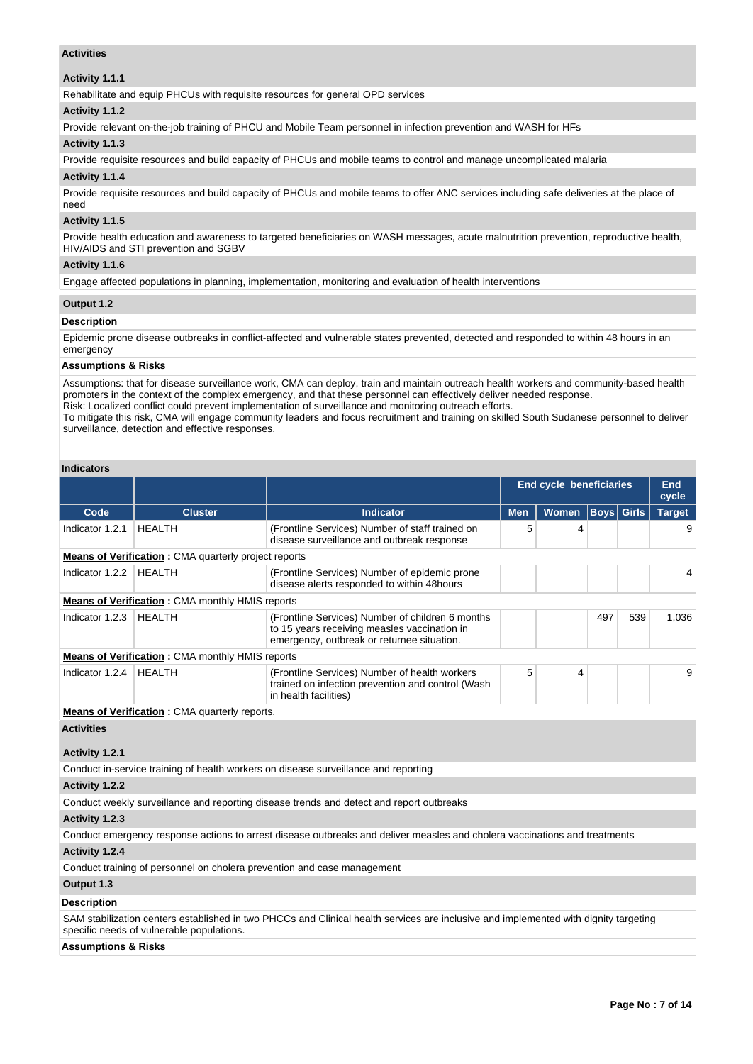### Activities

#### Activity 1.1.1

Rehabilitate and equip PHCUs with requisite resources for general OPD services

#### Activity 1.1.2

Provide relevant on-the-job training of PHCU and Mobile Team personnel in infection prevention and WASH for HFs

#### Activity 1.1.3

Provide requisite resources and build capacity of PHCUs and mobile teams to control and manage uncomplicated malaria

#### Activity 1.1.4

Provide requisite resources and build capacity of PHCUs and mobile teams to offer ANC services including safe deliveries at the place of need

#### Activity 1.1.5

Provide health education and awareness to targeted beneficiaries on WASH messages, acute malnutrition prevention, reproductive health, HIV/AIDS and STI prevention and SGBV

#### Activity 1.1.6

Engage affected populations in planning, implementation, monitoring and evaluation of health interventions

### Output 1.2

#### Description

Epidemic prone disease outbreaks in conflict-affected and vulnerable states prevented, detected and responded to within 48 hours in an emergency

#### Assumptions & Risks

Assumptions: that for disease surveillance work, CMA can deploy, train and maintain outreach health workers and community-based health promoters in the context of the complex emergency, and that these personnel can effectively deliver needed response.
Risk: Localized conflict could prevent implementation of surveillance and monitoring outreach efforts.
To mitigate this risk, CMA will engage community leaders and focus recruitment and training on skilled South Sudanese personnel to deliver surveillance, detection and effective responses.

#### Indicators

| | | | End cycle beneficiaries | | | | End cycle |
|---|---|---|---|---|---|---|---|
| **Code** | **Cluster** | **Indicator** | **Men** | **Women** | **Boys** | **Girls** | **Target** |
| Indicator 1.2.1 | HEALTH | (Frontline Services) Number of staff trained on disease surveillance and outbreak response | 5 | 4 | | | 9 |
| **Means of Verification :** CMA quarterly project reports | | | | | | | |
| Indicator 1.2.2 | HEALTH | (Frontline Services) Number of epidemic prone disease alerts responded to within 48hours | | | | | 4 |
| **Means of Verification :** CMA monthly HMIS reports | | | | | | | |
| Indicator 1.2.3 | HEALTH | (Frontline Services) Number of children 6 months to 15 years receiving measles vaccination in emergency, outbreak or returnee situation. | | | 497 | 539 | 1,036 |
| **Means of Verification :** CMA monthly HMIS reports | | | | | | | |
| Indicator 1.2.4 | HEALTH | (Frontline Services) Number of health workers trained on infection prevention and control (Wash in health facilities) | 5 | 4 | | | 9 |
| **Means of Verification :** CMA quarterly reports. | | | | | | | |

### Activities

#### Activity 1.2.1

Conduct in-service training of health workers on disease surveillance and reporting

#### Activity 1.2.2

Conduct weekly surveillance and reporting disease trends and detect and report outbreaks

#### Activity 1.2.3

Conduct emergency response actions to arrest disease outbreaks and deliver measles and cholera vaccinations and treatments

#### Activity 1.2.4

Conduct training of personnel on cholera prevention and case management

### Output 1.3

#### Description

SAM stabilization centers established in two PHCCs and Clinical health services are inclusive and implemented with dignity targeting specific needs of vulnerable populations.

#### Assumptions & Risks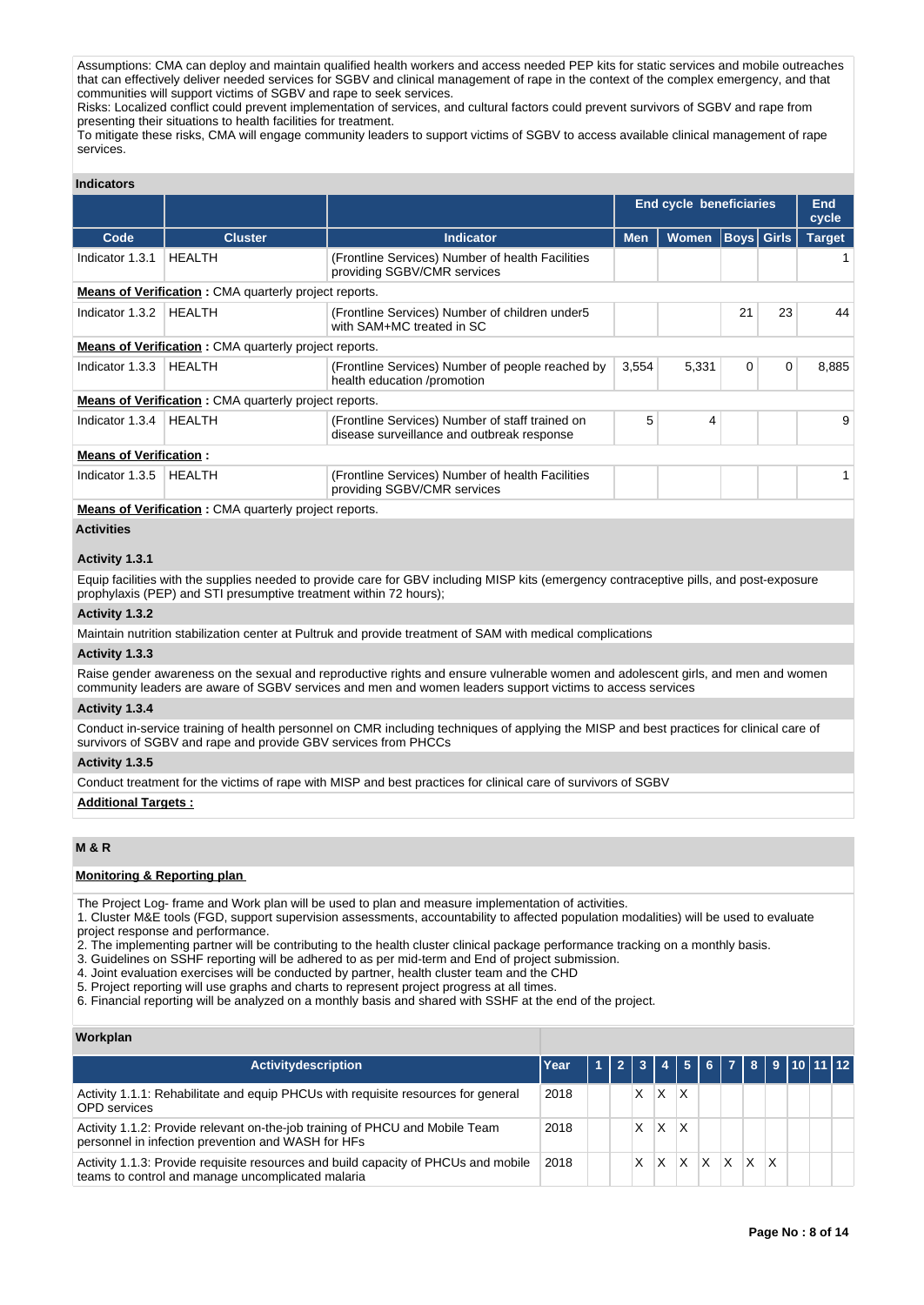Assumptions: CMA can deploy and maintain qualified health workers and access needed PEP kits for static services and mobile outreaches that can effectively deliver needed services for SGBV and clinical management of rape in the context of the complex emergency, and that communities will support victims of SGBV and rape to seek services.
Risks: Localized conflict could prevent implementation of services, and cultural factors could prevent survivors of SGBV and rape from presenting their situations to health facilities for treatment.
To mitigate these risks, CMA will engage community leaders to support victims of SGBV to access available clinical management of rape services.

### Indicators

| | | | End cycle beneficiaries | | | | End cycle |
|---|---|---|---|---|---|---|---|
| **Code** | **Cluster** | **Indicator** | **Men** | **Women** | **Boys** | **Girls** | **Target** |
| Indicator 1.3.1 | HEALTH | (Frontline Services) Number of health Facilities providing SGBV/CMR services | | | | | 1 |
| **Means of Verification :** CMA quarterly project reports. | | | | | | | |
| Indicator 1.3.2 | HEALTH | (Frontline Services) Number of children under5 with SAM+MC treated in SC | | | 21 | 23 | 44 |
| **Means of Verification :** CMA quarterly project reports. | | | | | | | |
| Indicator 1.3.3 | HEALTH | (Frontline Services) Number of people reached by health education /promotion | 3,554 | 5,331 | 0 | 0 | 8,885 |
| **Means of Verification :** CMA quarterly project reports. | | | | | | | |
| Indicator 1.3.4 | HEALTH | (Frontline Services) Number of staff trained on disease surveillance and outbreak response | 5 | 4 | | | 9 |
| **Means of Verification :** | | | | | | | |
| Indicator 1.3.5 | HEALTH | (Frontline Services) Number of health Facilities providing SGBV/CMR services | | | | | 1 |
| **Means of Verification :** CMA quarterly project reports. | | | | | | | |

### Activities

**Activity 1.3.1**

Equip facilities with the supplies needed to provide care for GBV including MISP kits (emergency contraceptive pills, and post-exposure prophylaxis (PEP) and STI presumptive treatment within 72 hours);

**Activity 1.3.2**

Maintain nutrition stabilization center at Pultruk and provide treatment of SAM with medical complications

**Activity 1.3.3**

Raise gender awareness on the sexual and reproductive rights and ensure vulnerable women and adolescent girls, and men and women community leaders are aware of SGBV services and men and women leaders support victims to access services

**Activity 1.3.4**

Conduct in-service training of health personnel on CMR including techniques of applying the MISP and best practices for clinical care of survivors of SGBV and rape and provide GBV services from PHCCs

**Activity 1.3.5**

Conduct treatment for the victims of rape with MISP and best practices for clinical care of survivors of SGBV

**Additional Targets :**

## M & R

**Monitoring & Reporting plan**

The Project Log- frame and Work plan will be used to plan and measure implementation of activities.
1. Cluster M&E tools (FGD, support supervision assessments, accountability to affected population modalities) will be used to evaluate project response and performance.
2. The implementing partner will be contributing to the health cluster clinical package performance tracking on a monthly basis.
3. Guidelines on SSHF reporting will be adhered to as per mid-term and End of project submission.
4. Joint evaluation exercises will be conducted by partner, health cluster team and the CHD
5. Project reporting will use graphs and charts to represent project progress at all times.
6. Financial reporting will be analyzed on a monthly basis and shared with SSHF at the end of the project.

### Workplan

| Activitydescription | Year | 1 | 2 | 3 | 4 | 5 | 6 | 7 | 8 | 9 | 10 | 11 | 12 |
|---|---|---|---|---|---|---|---|---|---|---|---|---|---|
| Activity 1.1.1: Rehabilitate and equip PHCUs with requisite resources for general OPD services | 2018 | | | X | X | X | | | | | | | |
| Activity 1.1.2: Provide relevant on-the-job training of PHCU and Mobile Team personnel in infection prevention and WASH for HFs | 2018 | | | X | X | X | | | | | | | |
| Activity 1.1.3: Provide requisite resources and build capacity of PHCUs and mobile teams to control and manage uncomplicated malaria | 2018 | | | X | X | X | X | X | X | X | | | |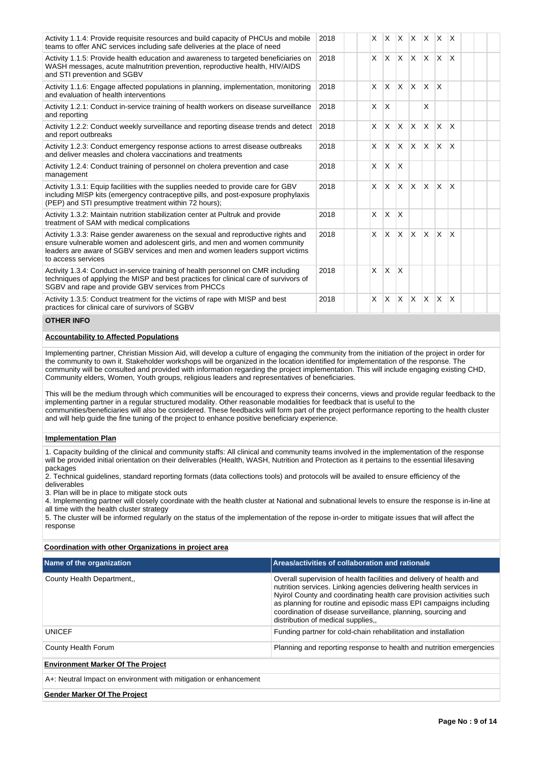| | | | | | | | | | | | | | |
|---|---|---|---|---|---|---|---|---|---|---|---|---|---|
| Activity 1.1.4: Provide requisite resources and build capacity of PHCUs and mobile teams to offer ANC services including safe deliveries at the place of need | 2018 | | | X | X | X | X | X | X | X | | | |
| Activity 1.1.5: Provide health education and awareness to targeted beneficiaries on WASH messages, acute malnutrition prevention, reproductive health, HIV/AIDS and STI prevention and SGBV | 2018 | | | X | X | X | X | X | X | X | | | |
| Activity 1.1.6: Engage affected populations in planning, implementation, monitoring and evaluation of health interventions | 2018 | | | X | X | X | X | X | X | | | | |
| Activity 1.2.1: Conduct in-service training of health workers on disease surveillance and reporting | 2018 | | | X | X | | | X | | | | | |
| Activity 1.2.2: Conduct weekly surveillance and reporting disease trends and detect and report outbreaks | 2018 | | | X | X | X | X | X | X | X | | | |
| Activity 1.2.3: Conduct emergency response actions to arrest disease outbreaks and deliver measles and cholera vaccinations and treatments | 2018 | | | X | X | X | X | X | X | X | | | |
| Activity 1.2.4: Conduct training of personnel on cholera prevention and case management | 2018 | | | X | X | X | | | | | | | |
| Activity 1.3.1: Equip facilities with the supplies needed to provide care for GBV including MISP kits (emergency contraceptive pills, and post-exposure prophylaxis (PEP) and STI presumptive treatment within 72 hours); | 2018 | | | X | X | X | X | X | X | X | | | |
| Activity 1.3.2: Maintain nutrition stabilization center at Pultruk and provide treatment of SAM with medical complications | 2018 | | | X | X | X | | | | | | | |
| Activity 1.3.3: Raise gender awareness on the sexual and reproductive rights and ensure vulnerable women and adolescent girls, and men and women community leaders are aware of SGBV services and men and women leaders support victims to access services | 2018 | | | X | X | X | X | X | X | X | | | |
| Activity 1.3.4: Conduct in-service training of health personnel on CMR including techniques of applying the MISP and best practices for clinical care of survivors of SGBV and rape and provide GBV services from PHCCs | 2018 | | | X | X | X | | | | | | | |
| Activity 1.3.5: Conduct treatment for the victims of rape with MISP and best practices for clinical care of survivors of SGBV | 2018 | | | X | X | X | X | X | X | X | | | |

**OTHER INFO**

**Accountability to Affected Populations**

Implementing partner, Christian Mission Aid, will develop a culture of engaging the community from the initiation of the project in order for the community to own it. Stakeholder workshops will be organized in the location identified for implementation of the response. The community will be consulted and provided with information regarding the project implementation. This will include engaging existing CHD, Community elders, Women, Youth groups, religious leaders and representatives of beneficiaries.

This will be the medium through which communities will be encouraged to express their concerns, views and provide regular feedback to the implementing partner in a regular structured modality. Other reasonable modalities for feedback that is useful to the communities/beneficiaries will also be considered. These feedbacks will form part of the project performance reporting to the health cluster and will help guide the fine tuning of the project to enhance positive beneficiary experience.

**Implementation Plan**

1. Capacity building of the clinical and community staffs: All clinical and community teams involved in the implementation of the response will be provided initial orientation on their deliverables (Health, WASH, Nutrition and Protection as it pertains to the essential lifesaving packages
2. Technical guidelines, standard reporting formats (data collections tools) and protocols will be availed to ensure efficiency of the deliverables
3. Plan will be in place to mitigate stock outs
4. Implementing partner will closely coordinate with the health cluster at National and subnational levels to ensure the response is in-line at all time with the health cluster strategy
5. The cluster will be informed regularly on the status of the implementation of the repose in-order to mitigate issues that will affect the response

**Coordination with other Organizations in project area**

| Name of the organization | Areas/activities of collaboration and rationale |
|---|---|
| County Health Department,, | Overall supervision of health facilities and delivery of health and nutrition services. Linking agencies delivering health services in Nyirol County and coordinating health care provision activities such as planning for routine and episodic mass EPI campaigns including coordination of disease surveillance, planning, sourcing and distribution of medical supplies,, |
| UNICEF | Funding partner for cold-chain rehabilitation and installation |
| County Health Forum | Planning and reporting response to health and nutrition emergencies |

**Environment Marker Of The Project**

A+: Neutral Impact on environment with mitigation or enhancement

**Gender Marker Of The Project**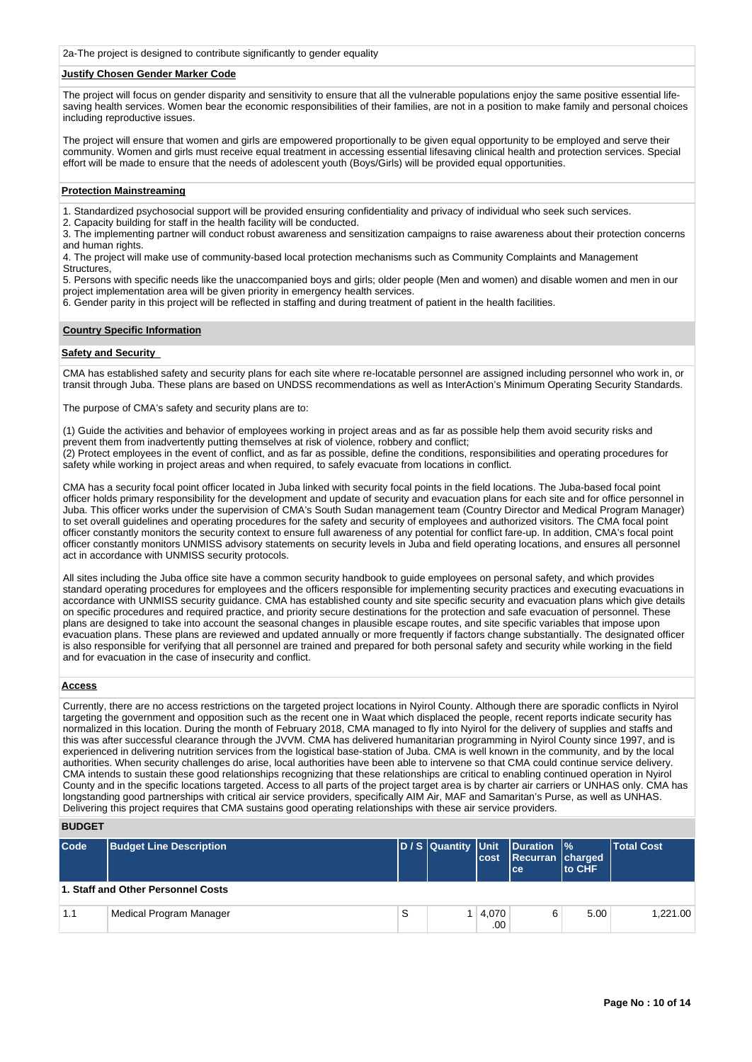2a-The project is designed to contribute significantly to gender equality

**Justify Chosen Gender Marker Code**

The project will focus on gender disparity and sensitivity to ensure that all the vulnerable populations enjoy the same positive essential life-saving health services. Women bear the economic responsibilities of their families, are not in a position to make family and personal choices including reproductive issues.

The project will ensure that women and girls are empowered proportionally to be given equal opportunity to be employed and serve their community. Women and girls must receive equal treatment in accessing essential lifesaving clinical health and protection services. Special effort will be made to ensure that the needs of adolescent youth (Boys/Girls) will be provided equal opportunities.

**Protection Mainstreaming**

1. Standardized psychosocial support will be provided ensuring confidentiality and privacy of individual who seek such services.
2. Capacity building for staff in the health facility will be conducted.
3. The implementing partner will conduct robust awareness and sensitization campaigns to raise awareness about their protection concerns and human rights.
4. The project will make use of community-based local protection mechanisms such as Community Complaints and Management Structures,
5. Persons with specific needs like the unaccompanied boys and girls; older people (Men and women) and disable women and men in our project implementation area will be given priority in emergency health services.
6. Gender parity in this project will be reflected in staffing and during treatment of patient in the health facilities.

## Country Specific Information

**Safety and Security**

CMA has established safety and security plans for each site where re-locatable personnel are assigned including personnel who work in, or transit through Juba. These plans are based on UNDSS recommendations as well as InterAction's Minimum Operating Security Standards.

The purpose of CMA's safety and security plans are to:

(1) Guide the activities and behavior of employees working in project areas and as far as possible help them avoid security risks and prevent them from inadvertently putting themselves at risk of violence, robbery and conflict;
(2) Protect employees in the event of conflict, and as far as possible, define the conditions, responsibilities and operating procedures for safety while working in project areas and when required, to safely evacuate from locations in conflict.

CMA has a security focal point officer located in Juba linked with security focal points in the field locations. The Juba-based focal point officer holds primary responsibility for the development and update of security and evacuation plans for each site and for office personnel in Juba. This officer works under the supervision of CMA's South Sudan management team (Country Director and Medical Program Manager) to set overall guidelines and operating procedures for the safety and security of employees and authorized visitors. The CMA focal point officer constantly monitors the security context to ensure full awareness of any potential for conflict fare-up. In addition, CMA's focal point officer constantly monitors UNMISS advisory statements on security levels in Juba and field operating locations, and ensures all personnel act in accordance with UNMISS security protocols.

All sites including the Juba office site have a common security handbook to guide employees on personal safety, and which provides standard operating procedures for employees and the officers responsible for implementing security practices and executing evacuations in accordance with UNMISS security guidance. CMA has established county and site specific security and evacuation plans which give details on specific procedures and required practice, and priority secure destinations for the protection and safe evacuation of personnel. These plans are designed to take into account the seasonal changes in plausible escape routes, and site specific variables that impose upon evacuation plans. These plans are reviewed and updated annually or more frequently if factors change substantially. The designated officer is also responsible for verifying that all personnel are trained and prepared for both personal safety and security while working in the field and for evacuation in the case of insecurity and conflict.

**Access**

Currently, there are no access restrictions on the targeted project locations in Nyirol County. Although there are sporadic conflicts in Nyirol targeting the government and opposition such as the recent one in Waat which displaced the people, recent reports indicate security has normalized in this location. During the month of February 2018, CMA managed to fly into Nyirol for the delivery of supplies and staffs and this was after successful clearance through the JVVM. CMA has delivered humanitarian programming in Nyirol County since 1997, and is experienced in delivering nutrition services from the logistical base-station of Juba. CMA is well known in the community, and by the local authorities. When security challenges do arise, local authorities have been able to intervene so that CMA could continue service delivery. CMA intends to sustain these good relationships recognizing that these relationships are critical to enabling continued operation in Nyirol County and in the specific locations targeted. Access to all parts of the project target area is by charter air carriers or UNHAS only. CMA has longstanding good partnerships with critical air service providers, specifically AIM Air, MAF and Samaritan's Purse, as well as UNHAS. Delivering this project requires that CMA sustains good operating relationships with these air service providers.

## BUDGET

| Code | Budget Line Description | D / S | Quantity | Unit cost | Duration Recurrance | % charged to CHF | Total Cost |
|---|---|---|---|---|---|---|---|
| **1. Staff and Other Personnel Costs** | | | | | | | |
| 1.1 | Medical Program Manager | S | 1 | 4,070.00 | 6 | 5.00 | 1,221.00 |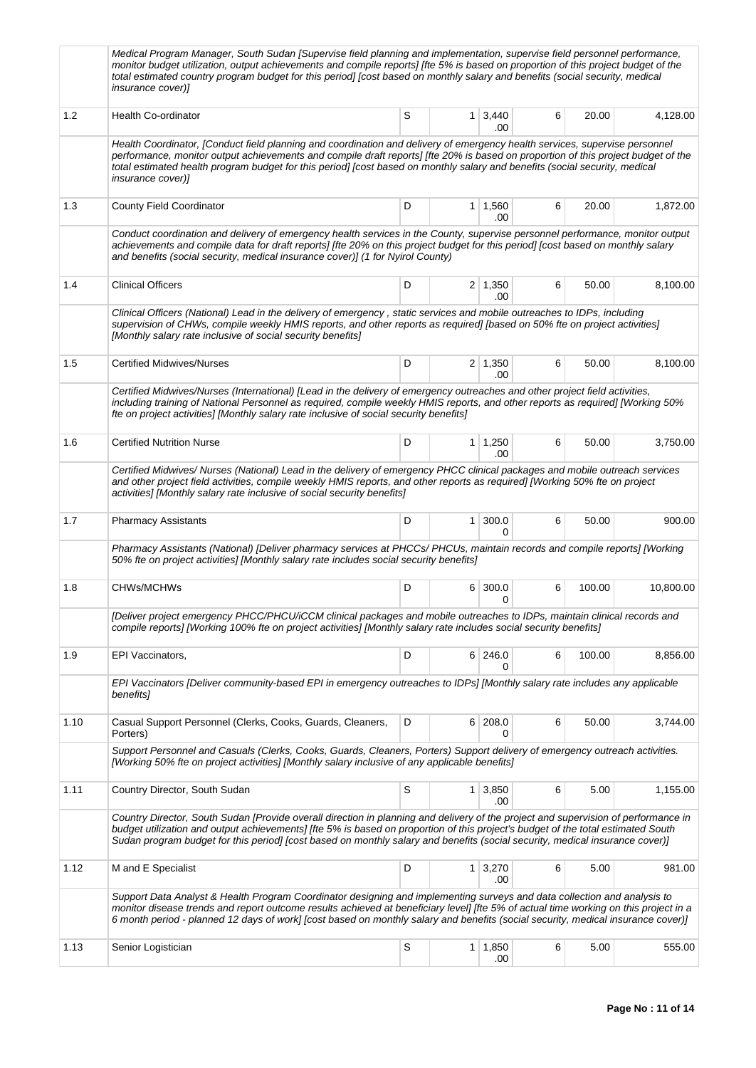| | | | | | | | |
|---|---|---|---|---|---|---|---|
| | Medical Program Manager, South Sudan [Supervise field planning and implementation, supervise field personnel performance, monitor budget utilization, output achievements and compile reports] [fte 5% is based on proportion of this project budget of the total estimated country program budget for this period] [cost based on monthly salary and benefits (social security, medical insurance cover)] | | | | | | |
| 1.2 | Health Co-ordinator | S | 1 | 3,440.00 | 6 | 20.00 | 4,128.00 |
| | Health Coordinator, [Conduct field planning and coordination and delivery of emergency health services, supervise personnel performance, monitor output achievements and compile draft reports] [fte 20% is based on proportion of this project budget of the total estimated health program budget for this period] [cost based on monthly salary and benefits (social security, medical insurance cover)] | | | | | | |
| 1.3 | County Field Coordinator | D | 1 | 1,560.00 | 6 | 20.00 | 1,872.00 |
| | Conduct coordination and delivery of emergency health services in the County, supervise personnel performance, monitor output achievements and compile data for draft reports] [fte 20% on this project budget for this period] [cost based on monthly salary and benefits (social security, medical insurance cover)] (1 for Nyirol County) | | | | | | |
| 1.4 | Clinical Officers | D | 2 | 1,350.00 | 6 | 50.00 | 8,100.00 |
| | Clinical Officers (National) Lead in the delivery of emergency , static services and mobile outreaches to IDPs, including supervision of CHWs, compile weekly HMIS reports, and other reports as required] [based on 50% fte on project activities] [Monthly salary rate inclusive of social security benefits] | | | | | | |
| 1.5 | Certified Midwives/Nurses | D | 2 | 1,350.00 | 6 | 50.00 | 8,100.00 |
| | Certified Midwives/Nurses (International) [Lead in the delivery of emergency outreaches and other project field activities, including training of National Personnel as required, compile weekly HMIS reports, and other reports as required] [Working 50% fte on project activities] [Monthly salary rate inclusive of social security benefits] | | | | | | |
| 1.6 | Certified Nutrition Nurse | D | 1 | 1,250.00 | 6 | 50.00 | 3,750.00 |
| | Certified Midwives/ Nurses (National) Lead in the delivery of emergency PHCC clinical packages and mobile outreach services and other project field activities, compile weekly HMIS reports, and other reports as required] [Working 50% fte on project activities] [Monthly salary rate inclusive of social security benefits] | | | | | | |
| 1.7 | Pharmacy Assistants | D | 1 | 300.00 | 6 | 50.00 | 900.00 |
| | Pharmacy Assistants (National) [Deliver pharmacy services at PHCCs/ PHCUs, maintain records and compile reports] [Working 50% fte on project activities] [Monthly salary rate includes social security benefits] | | | | | | |
| 1.8 | CHWs/MCHWs | D | 6 | 300.00 | 6 | 100.00 | 10,800.00 |
| | [Deliver project emergency PHCC/PHCU/iCCM clinical packages and mobile outreaches to IDPs, maintain clinical records and compile reports] [Working 100% fte on project activities] [Monthly salary rate includes social security benefits] | | | | | | |
| 1.9 | EPI Vaccinators, | D | 6 | 246.00 | 6 | 100.00 | 8,856.00 |
| | EPI Vaccinators [Deliver community-based EPI in emergency outreaches to IDPs] [Monthly salary rate includes any applicable benefits] | | | | | | |
| 1.10 | Casual Support Personnel (Clerks, Cooks, Guards, Cleaners, Porters) | D | 6 | 208.00 | 6 | 50.00 | 3,744.00 |
| | Support Personnel and Casuals (Clerks, Cooks, Guards, Cleaners, Porters) Support delivery of emergency outreach activities. [Working 50% fte on project activities] [Monthly salary inclusive of any applicable benefits] | | | | | | |
| 1.11 | Country Director, South Sudan | S | 1 | 3,850.00 | 6 | 5.00 | 1,155.00 |
| | Country Director, South Sudan [Provide overall direction in planning and delivery of the project and supervision of performance in budget utilization and output achievements] [fte 5% is based on proportion of this project's budget of the total estimated South Sudan program budget for this period] [cost based on monthly salary and benefits (social security, medical insurance cover)] | | | | | | |
| 1.12 | M and E Specialist | D | 1 | 3,270.00 | 6 | 5.00 | 981.00 |
| | Support Data Analyst & Health Program Coordinator designing and implementing surveys and data collection and analysis to monitor disease trends and report outcome results achieved at beneficiary level] [fte 5% of actual time working on this project in a 6 month period - planned 12 days of work] [cost based on monthly salary and benefits (social security, medical insurance cover)] | | | | | | |
| 1.13 | Senior Logistician | S | 1 | 1,850.00 | 6 | 5.00 | 555.00 |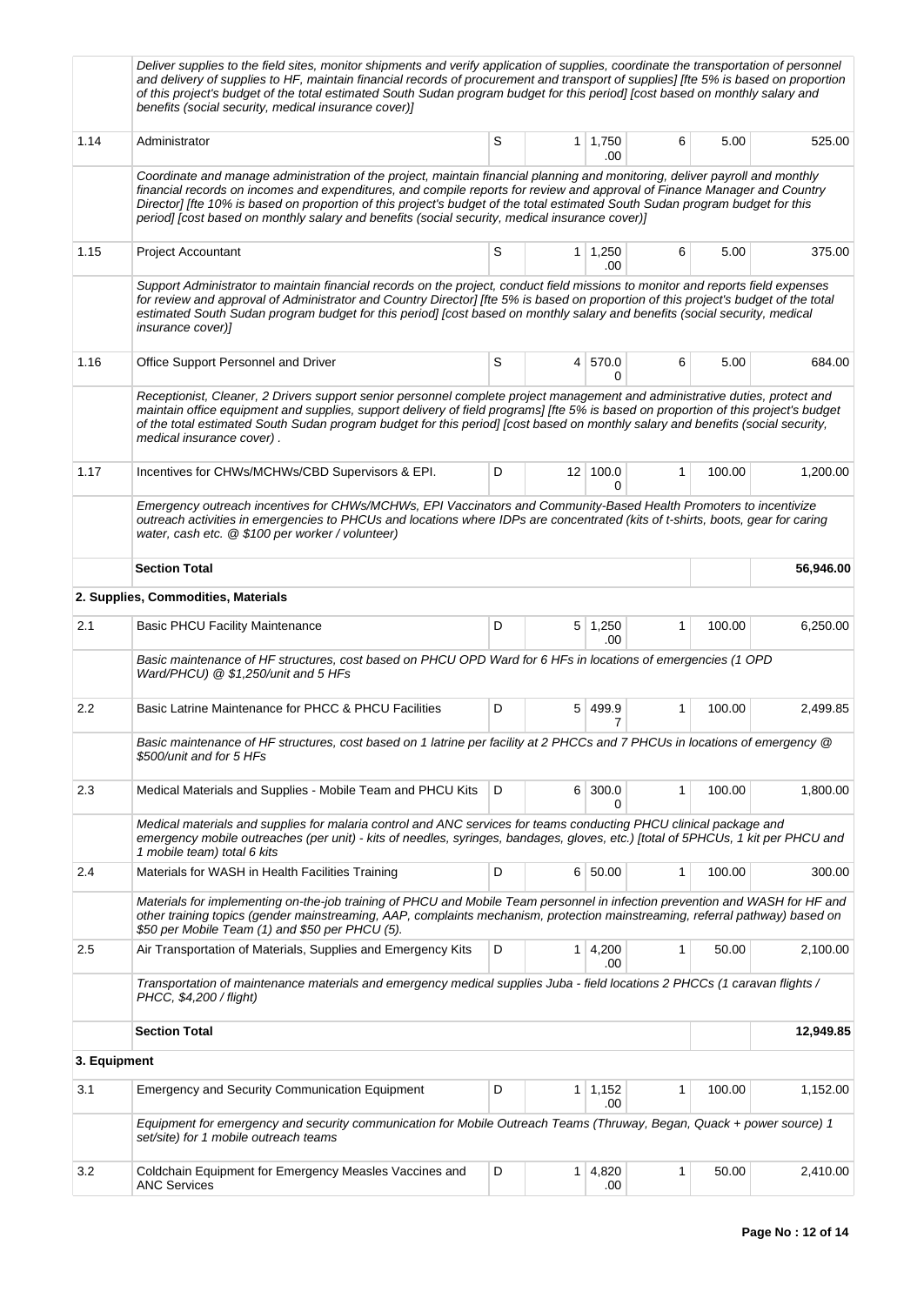| | | | | | | | |
|---|---|---|---|---|---|---|---|
| | *Deliver supplies to the field sites, monitor shipments and verify application of supplies, coordinate the transportation of personnel and delivery of supplies to HF, maintain financial records of procurement and transport of supplies] [fte 5% is based on proportion of this project's budget of the total estimated South Sudan program budget for this period] [cost based on monthly salary and benefits (social security, medical insurance cover)]* | | | | | | |
| 1.14 | Administrator | S | 1 | 1,750.00 | 6 | 5.00 | 525.00 |
| | *Coordinate and manage administration of the project, maintain financial planning and monitoring, deliver payroll and monthly financial records on incomes and expenditures, and compile reports for review and approval of Finance Manager and Country Director] [fte 10% is based on proportion of this project's budget of the total estimated South Sudan program budget for this period] [cost based on monthly salary and benefits (social security, medical insurance cover)]* | | | | | | |
| 1.15 | Project Accountant | S | 1 | 1,250.00 | 6 | 5.00 | 375.00 |
| | *Support Administrator to maintain financial records on the project, conduct field missions to monitor and reports field expenses for review and approval of Administrator and Country Director] [fte 5% is based on proportion of this project's budget of the total estimated South Sudan program budget for this period] [cost based on monthly salary and benefits (social security, medical insurance cover)]* | | | | | | |
| 1.16 | Office Support Personnel and Driver | S | 4 | 570.00 | 6 | 5.00 | 684.00 |
| | *Receptionist, Cleaner, 2 Drivers support senior personnel complete project management and administrative duties, protect and maintain office equipment and supplies, support delivery of field programs] [fte 5% is based on proportion of this project's budget of the total estimated South Sudan program budget for this period] [cost based on monthly salary and benefits (social security, medical insurance cover) .* | | | | | | |
| 1.17 | Incentives for CHWs/MCHWs/CBD Supervisors & EPI. | D | 12 | 100.00 | 1 | 100.00 | 1,200.00 |
| | *Emergency outreach incentives for CHWs/MCHWs, EPI Vaccinators and Community-Based Health Promoters to incentivize outreach activities in emergencies to PHCUs and locations where IDPs are concentrated (kits of t-shirts, boots, gear for caring water, cash etc. @ $100 per worker / volunteer)* | | | | | | |
| | **Section Total** | | | | | | **56,946.00** |
| | **2. Supplies, Commodities, Materials** | | | | | | |
| 2.1 | Basic PHCU Facility Maintenance | D | 5 | 1,250.00 | 1 | 100.00 | 6,250.00 |
| | *Basic maintenance of HF structures, cost based on PHCU OPD Ward for 6 HFs in locations of emergencies (1 OPD Ward/PHCU) @ $1,250/unit and 5 HFs* | | | | | | |
| 2.2 | Basic Latrine Maintenance for PHCC & PHCU Facilities | D | 5 | 499.97 | 1 | 100.00 | 2,499.85 |
| | *Basic maintenance of HF structures, cost based on 1 latrine per facility at 2 PHCCs and 7 PHCUs in locations of emergency @ $500/unit and for 5 HFs* | | | | | | |
| 2.3 | Medical Materials and Supplies - Mobile Team and PHCU Kits | D | 6 | 300.00 | 1 | 100.00 | 1,800.00 |
| | *Medical materials and supplies for malaria control and ANC services for teams conducting PHCU clinical package and emergency mobile outreaches (per unit) - kits of needles, syringes, bandages, gloves, etc.) [total of 5PHCUs, 1 kit per PHCU and 1 mobile team) total 6 kits* | | | | | | |
| 2.4 | Materials for WASH in Health Facilities Training | D | 6 | 50.00 | 1 | 100.00 | 300.00 |
| | *Materials for implementing on-the-job training of PHCU and Mobile Team personnel in infection prevention and WASH for HF and other training topics (gender mainstreaming, AAP, complaints mechanism, protection mainstreaming, referral pathway) based on $50 per Mobile Team (1) and $50 per PHCU (5).* | | | | | | |
| 2.5 | Air Transportation of Materials, Supplies and Emergency Kits | D | 1 | 4,200.00 | 1 | 50.00 | 2,100.00 |
| | *Transportation of maintenance materials and emergency medical supplies Juba - field locations 2 PHCCs (1 caravan flights / PHCC, $4,200 / flight)* | | | | | | |
| | **Section Total** | | | | | | **12,949.85** |
| **3. Equipment** | | | | | | | |
| 3.1 | Emergency and Security Communication Equipment | D | 1 | 1,152.00 | 1 | 100.00 | 1,152.00 |
| | *Equipment for emergency and security communication for Mobile Outreach Teams (Thruway, Began, Quack + power source) 1 set/site) for 1 mobile outreach teams* | | | | | | |
| 3.2 | Coldchain Equipment for Emergency Measles Vaccines and ANC Services | D | 1 | 4,820.00 | 1 | 50.00 | 2,410.00 |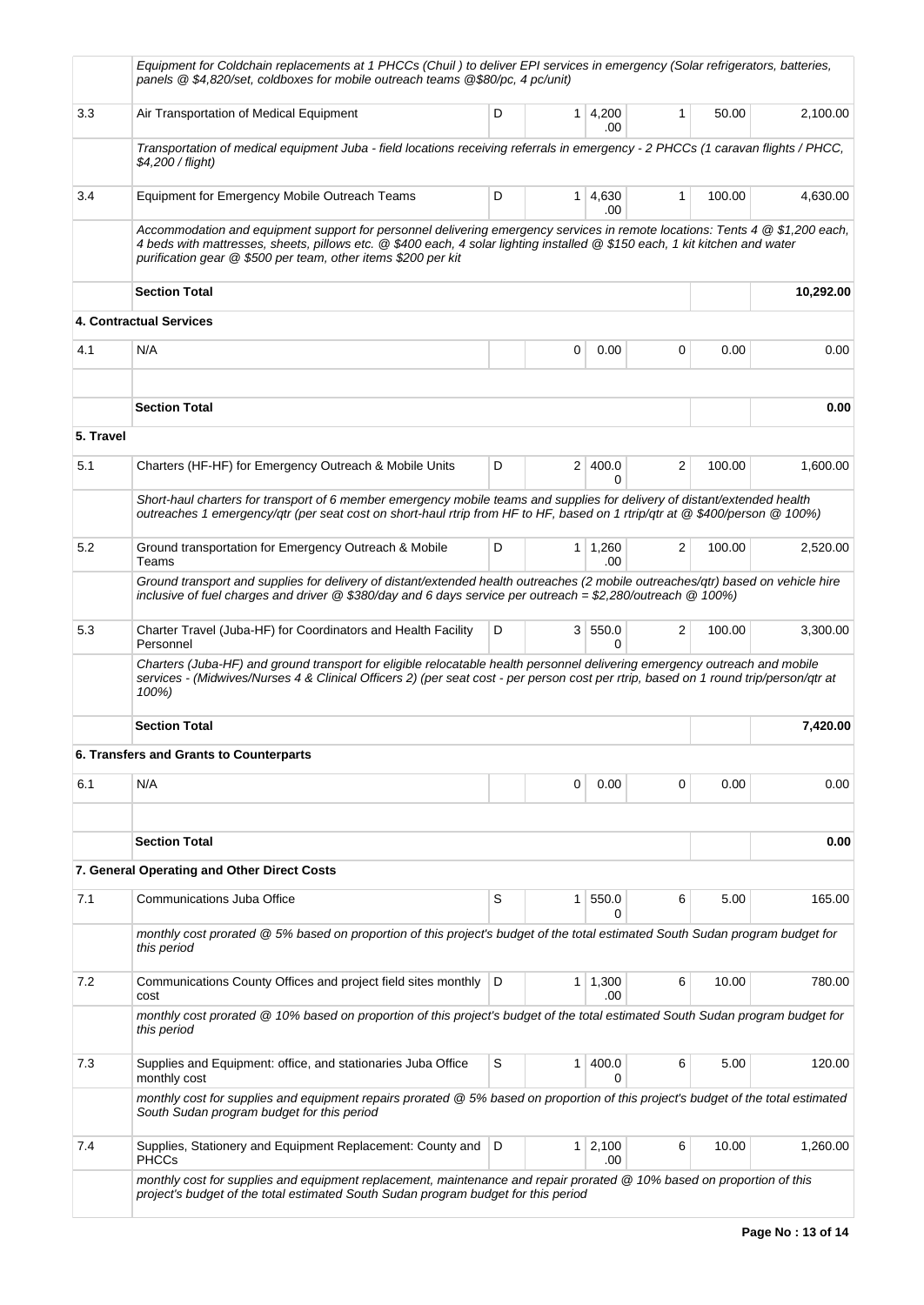| | | | | | | | |
|---|---|---|---|---|---|---|---|
| | *Equipment for Coldchain replacements at 1 PHCCs (Chuil ) to deliver EPI services in emergency (Solar refrigerators, batteries, panels @ $4,820/set, coldboxes for mobile outreach teams @$80/pc, 4 pc/unit)* | | | | | | |
| 3.3 | Air Transportation of Medical Equipment | D | 1 | 4,200.00 | 1 | 50.00 | 2,100.00 |
| | *Transportation of medical equipment Juba - field locations receiving referrals in emergency - 2 PHCCs (1 caravan flights / PHCC, $4,200 / flight)* | | | | | | |
| 3.4 | Equipment for Emergency Mobile Outreach Teams | D | 1 | 4,630.00 | 1 | 100.00 | 4,630.00 |
| | *Accommodation and equipment support for personnel delivering emergency services in remote locations: Tents 4 @ $1,200 each, 4 beds with mattresses, sheets, pillows etc. @ $400 each, 4 solar lighting installed @ $150 each, 1 kit kitchen and water purification gear @ $500 per team, other items $200 per kit* | | | | | | |
| | **Section Total** | | | | | | **10,292.00** |
| | **4. Contractual Services** | | | | | | |
| 4.1 | N/A | | 0 | 0.00 | 0 | 0.00 | 0.00 |
| | | | | | | | |
| | **Section Total** | | | | | | **0.00** |
| **5. Travel** | | | | | | | |
| 5.1 | Charters (HF-HF) for Emergency Outreach & Mobile Units | D | 2 | 400.00 | 2 | 100.00 | 1,600.00 |
| | *Short-haul charters for transport of 6 member emergency mobile teams and supplies for delivery of distant/extended health outreaches 1 emergency/qtr (per seat cost on short-haul rtrip from HF to HF, based on 1 rtrip/qtr at @ $400/person @ 100%)* | | | | | | |
| 5.2 | Ground transportation for Emergency Outreach & Mobile Teams | D | 1 | 1,260.00 | 2 | 100.00 | 2,520.00 |
| | *Ground transport and supplies for delivery of distant/extended health outreaches (2 mobile outreaches/qtr) based on vehicle hire inclusive of fuel charges and driver @ $380/day and 6 days service per outreach = $2,280/outreach @ 100%)* | | | | | | |
| 5.3 | Charter Travel (Juba-HF) for Coordinators and Health Facility Personnel | D | 3 | 550.00 | 2 | 100.00 | 3,300.00 |
| | *Charters (Juba-HF) and ground transport for eligible relocatable health personnel delivering emergency outreach and mobile services - (Midwives/Nurses 4 & Clinical Officers 2) (per seat cost - per person cost per rtrip, based on 1 round trip/person/qtr at 100%)* | | | | | | |
| | **Section Total** | | | | | | **7,420.00** |
| | **6. Transfers and Grants to Counterparts** | | | | | | |
| 6.1 | N/A | | 0 | 0.00 | 0 | 0.00 | 0.00 |
| | | | | | | | |
| | **Section Total** | | | | | | **0.00** |
| | **7. General Operating and Other Direct Costs** | | | | | | |
| 7.1 | Communications Juba Office | S | 1 | 550.00 | 6 | 5.00 | 165.00 |
| | *monthly cost prorated @ 5% based on proportion of this project's budget of the total estimated South Sudan program budget for this period* | | | | | | |
| 7.2 | Communications County Offices and project field sites monthly cost | D | 1 | 1,300.00 | 6 | 10.00 | 780.00 |
| | *monthly cost prorated @ 10% based on proportion of this project's budget of the total estimated South Sudan program budget for this period* | | | | | | |
| 7.3 | Supplies and Equipment: office, and stationaries Juba Office monthly cost | S | 1 | 400.00 | 6 | 5.00 | 120.00 |
| | *monthly cost for supplies and equipment repairs prorated @ 5% based on proportion of this project's budget of the total estimated South Sudan program budget for this period* | | | | | | |
| 7.4 | Supplies, Stationery and Equipment Replacement: County and PHCCs | D | 1 | 2,100.00 | 6 | 10.00 | 1,260.00 |
| | *monthly cost for supplies and equipment replacement, maintenance and repair prorated @ 10% based on proportion of this project's budget of the total estimated South Sudan program budget for this period* | | | | | | |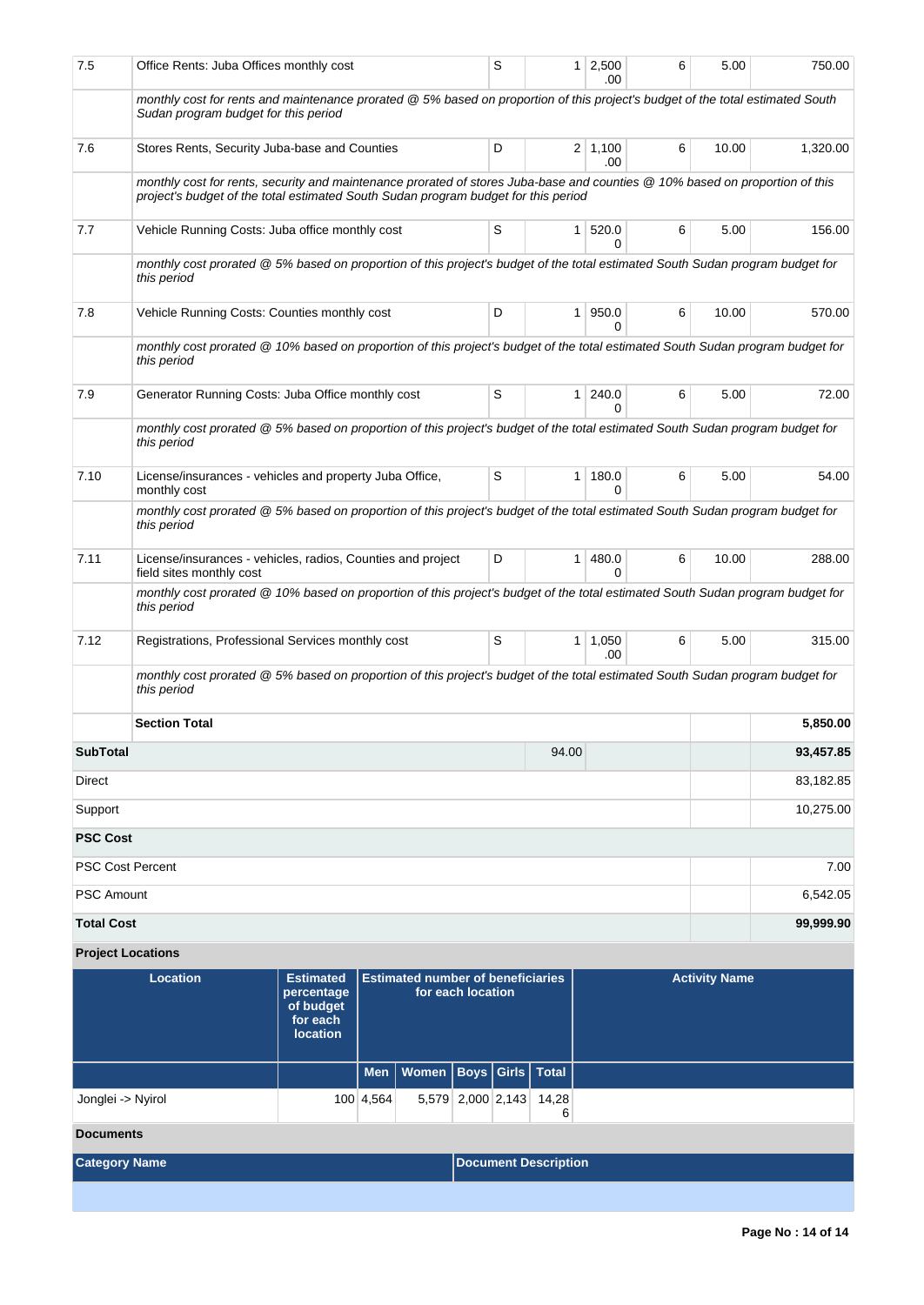| | | | | | | | |
|---|---|---|---|---|---|---|---|
| 7.5 | Office Rents: Juba Offices monthly cost | S | 1 | 2,500.00 | 6 | 5.00 | 750.00 |
| | *monthly cost for rents and maintenance prorated @ 5% based on proportion of this project's budget of the total estimated South Sudan program budget for this period* | | | | | | |
| 7.6 | Stores Rents, Security Juba-base and Counties | D | 2 | 1,100.00 | 6 | 10.00 | 1,320.00 |
| | *monthly cost for rents, security and maintenance prorated of stores Juba-base and counties @ 10% based on proportion of this project's budget of the total estimated South Sudan program budget for this period* | | | | | | |
| 7.7 | Vehicle Running Costs: Juba office monthly cost | S | 1 | 520.00 | 6 | 5.00 | 156.00 |
| | *monthly cost prorated @ 5% based on proportion of this project's budget of the total estimated South Sudan program budget for this period* | | | | | | |
| 7.8 | Vehicle Running Costs: Counties monthly cost | D | 1 | 950.00 | 6 | 10.00 | 570.00 |
| | *monthly cost prorated @ 10% based on proportion of this project's budget of the total estimated South Sudan program budget for this period* | | | | | | |
| 7.9 | Generator Running Costs: Juba Office monthly cost | S | 1 | 240.00 | 6 | 5.00 | 72.00 |
| | *monthly cost prorated @ 5% based on proportion of this project's budget of the total estimated South Sudan program budget for this period* | | | | | | |
| 7.10 | License/insurances - vehicles and property Juba Office, monthly cost | S | 1 | 180.00 | 6 | 5.00 | 54.00 |
| | *monthly cost prorated @ 5% based on proportion of this project's budget of the total estimated South Sudan program budget for this period* | | | | | | |
| 7.11 | License/insurances - vehicles, radios, Counties and project field sites monthly cost | D | 1 | 480.00 | 6 | 10.00 | 288.00 |
| | *monthly cost prorated @ 10% based on proportion of this project's budget of the total estimated South Sudan program budget for this period* | | | | | | |
| 7.12 | Registrations, Professional Services monthly cost | S | 1 | 1,050.00 | 6 | 5.00 | 315.00 |
| | *monthly cost prorated @ 5% based on proportion of this project's budget of the total estimated South Sudan program budget for this period* | | | | | | |
| | **Section Total** | | | | | | **5,850.00** |
| **SubTotal** | | | 94.00 | | | | **93,457.85** |
| Direct | | | | | | | 83,182.85 |
| Support | | | | | | | 10,275.00 |
| **PSC Cost** | | | | | | | |
| PSC Cost Percent | | | | | | | 7.00 |
| PSC Amount | | | | | | | 6,542.05 |
| **Total Cost** | | | | | | | **99,999.90** |

**Project Locations**

| Location | Estimated percentage of budget for each location | Estimated number of beneficiaries for each location | | | | | Activity Name |
|---|---|---|---|---|---|---|---|
| | | Men | Women | Boys | Girls | Total | |
| Jonglei -> Nyirol | 100 | 4,564 | 5,579 | 2,000 | 2,143 | 14,286 | |

**Documents**

| Category Name | Document Description |
|---|---|
| | |